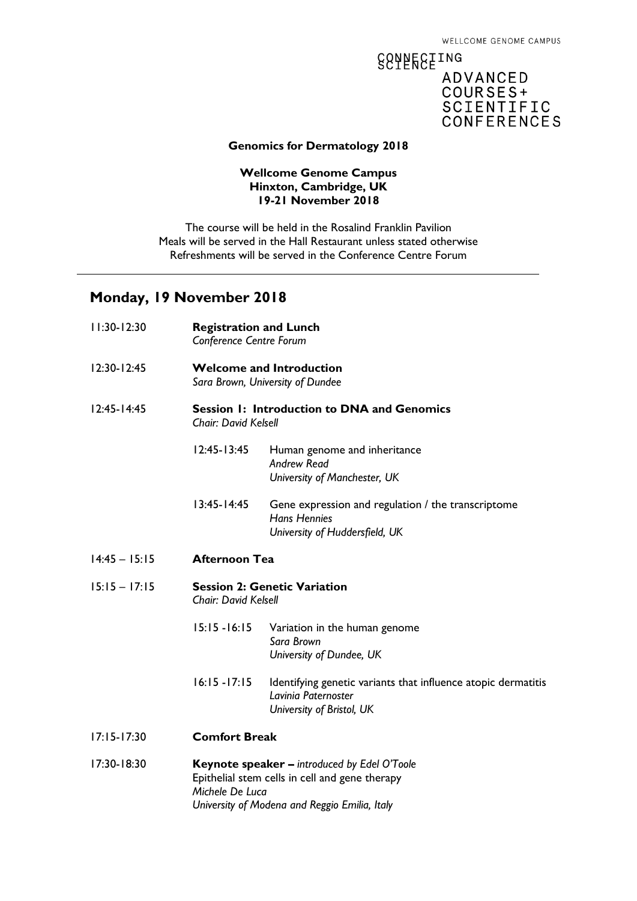WELLCOME GENOME CAMPUS

CONNECTING SCIENCE

ADVANCED COURSES+ SCIENTIFIC CONFERENCES

**Genomics for Dermatology 2018**

**Wellcome Genome Campus**
**Hinxton, Cambridge, UK**
**19-21 November 2018**

The course will be held in the Rosalind Franklin Pavilion
Meals will be served in the Hall Restaurant unless stated otherwise
Refreshments will be served in the Conference Centre Forum

---

## Monday, 19 November 2018

11:30-12:30 **Registration and Lunch**
*Conference Centre Forum*

12:30-12:45 **Welcome and Introduction**
*Sara Brown, University of Dundee*

12:45-14:45 **Session 1: Introduction to DNA and Genomics**
*Chair: David Kelsell*

- 12:45-13:45 Human genome and inheritance
  *Andrew Read*
  *University of Manchester, UK*

- 13:45-14:45 Gene expression and regulation / the transcriptome
  *Hans Hennies*
  *University of Huddersfield, UK*

14:45 – 15:15 **Afternoon Tea**

15:15 – 17:15 **Session 2: Genetic Variation**
*Chair: David Kelsell*

- 15:15 -16:15 Variation in the human genome
  *Sara Brown*
  *University of Dundee, UK*

- 16:15 -17:15 Identifying genetic variants that influence atopic dermatitis
  *Lavinia Paternoster*
  *University of Bristol, UK*

17:15-17:30 **Comfort Break**

17:30-18:30 **Keynote speaker –** *introduced by Edel O'Toole*
Epithelial stem cells in cell and gene therapy
*Michele De Luca*
*University of Modena and Reggio Emilia, Italy*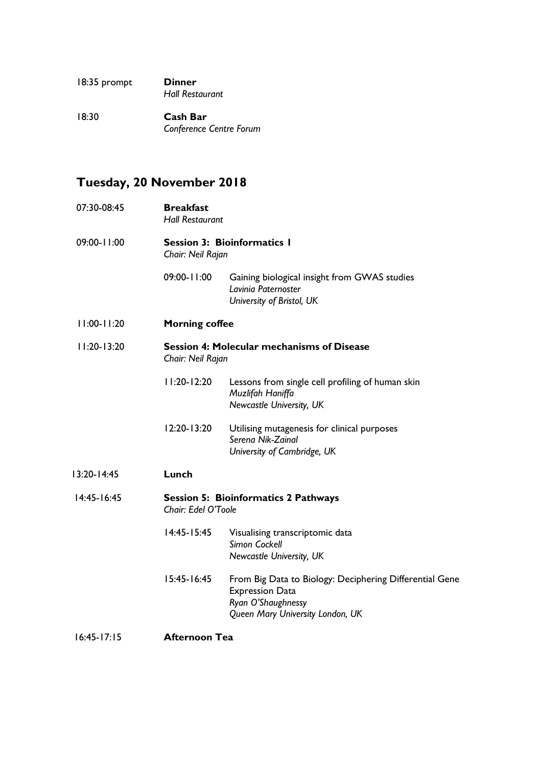18:35 prompt **Dinner**
*Hall Restaurant*

18:30 **Cash Bar**
*Conference Centre Forum*

## Tuesday, 20 November 2018

07:30-08:45 **Breakfast**
*Hall Restaurant*

09:00-11:00 **Session 3: Bioinformatics 1**
*Chair: Neil Rajan*

09:00-11:00 Gaining biological insight from GWAS studies
*Lavinia Paternoster*
*University of Bristol, UK*

11:00-11:20 **Morning coffee**

11:20-13:20 **Session 4: Molecular mechanisms of Disease**
*Chair: Neil Rajan*

11:20-12:20 Lessons from single cell profiling of human skin
*Muzlifah Haniffa*
*Newcastle University, UK*

12:20-13:20 Utilising mutagenesis for clinical purposes
*Serena Nik-Zainal*
*University of Cambridge, UK*

13:20-14:45 **Lunch**

14:45-16:45 **Session 5: Bioinformatics 2 Pathways**
*Chair: Edel O'Toole*

14:45-15:45 Visualising transcriptomic data
*Simon Cockell*
*Newcastle University, UK*

15:45-16:45 From Big Data to Biology: Deciphering Differential Gene Expression Data
*Ryan O'Shaughnessy*
*Queen Mary University London, UK*

16:45-17:15 **Afternoon Tea**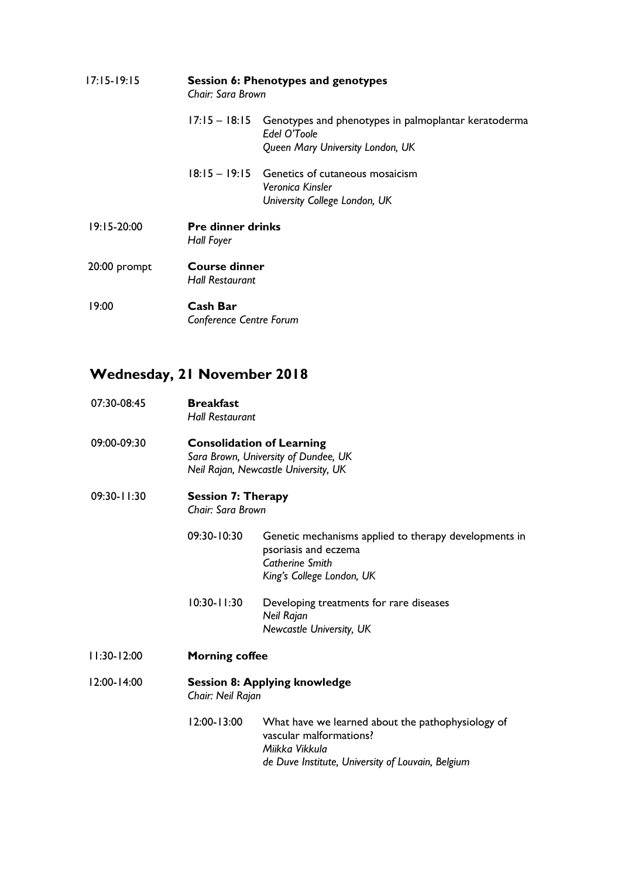17:15-19:15 **Session 6: Phenotypes and genotypes**
*Chair: Sara Brown*

17:15 – 18:15 Genotypes and phenotypes in palmoplantar keratoderma
*Edel O'Toole*
*Queen Mary University London, UK*

18:15 – 19:15 Genetics of cutaneous mosaicism
*Veronica Kinsler*
*University College London, UK*

19:15-20:00 **Pre dinner drinks**
*Hall Foyer*

20:00 prompt **Course dinner**
*Hall Restaurant*

19:00 **Cash Bar**
*Conference Centre Forum*

## Wednesday, 21 November 2018

07:30-08:45 **Breakfast**
*Hall Restaurant*

09:00-09:30 **Consolidation of Learning**
*Sara Brown, University of Dundee, UK*
*Neil Rajan, Newcastle University, UK*

09:30-11:30 **Session 7: Therapy**
*Chair: Sara Brown*

09:30-10:30 Genetic mechanisms applied to therapy developments in psoriasis and eczema
*Catherine Smith*
*King's College London, UK*

10:30-11:30 Developing treatments for rare diseases
*Neil Rajan*
*Newcastle University, UK*

11:30-12:00 **Morning coffee**

12:00-14:00 **Session 8: Applying knowledge**
*Chair: Neil Rajan*

12:00-13:00 What have we learned about the pathophysiology of vascular malformations?
*Miikka Vikkula*
*de Duve Institute, University of Louvain, Belgium*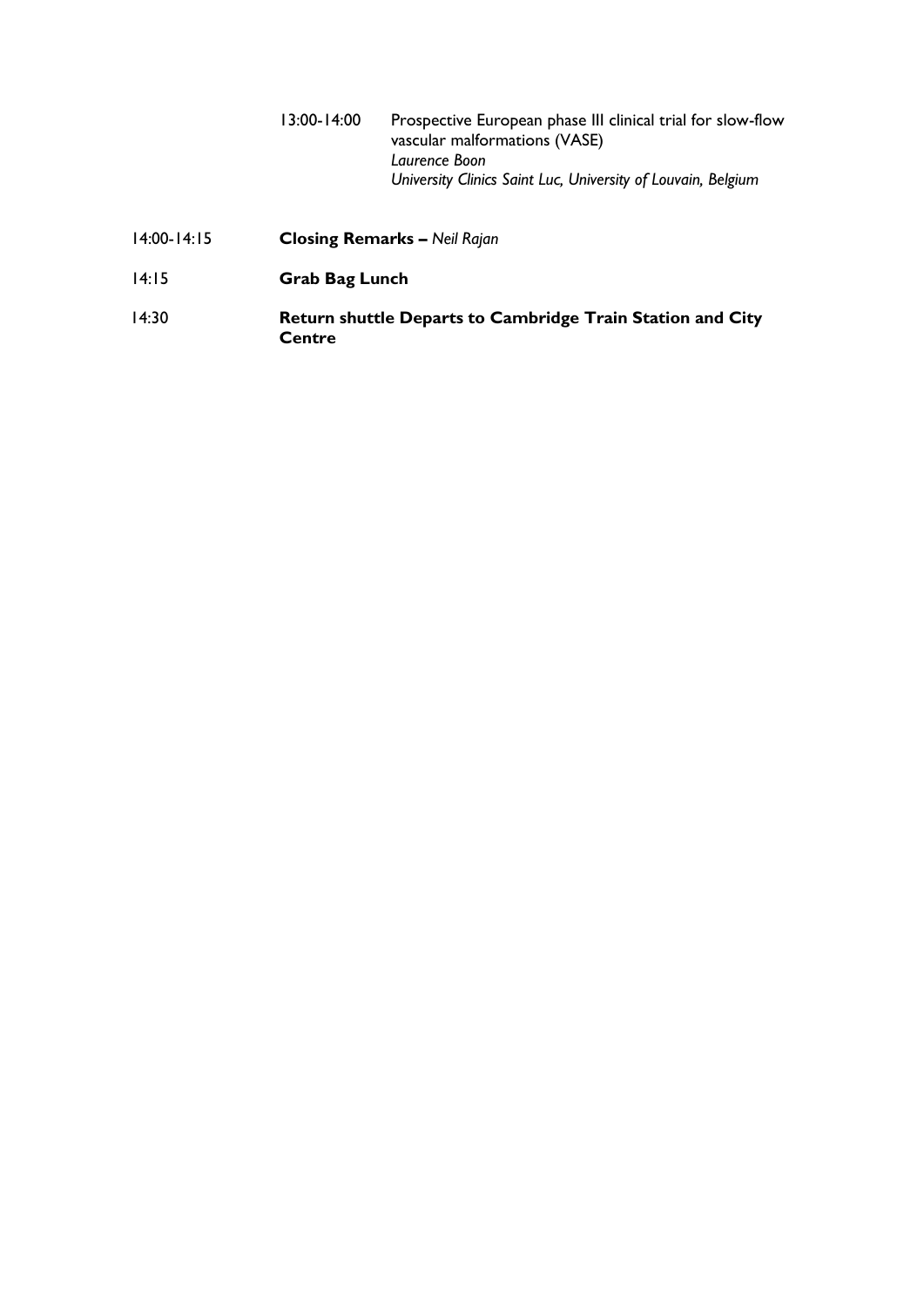13:00-14:00 Prospective European phase III clinical trial for slow-flow vascular malformations (VASE)
*Laurence Boon*
*University Clinics Saint Luc, University of Louvain, Belgium*

14:00-14:15 **Closing Remarks –** *Neil Rajan*

14:15 **Grab Bag Lunch**

14:30 **Return shuttle Departs to Cambridge Train Station and City Centre**